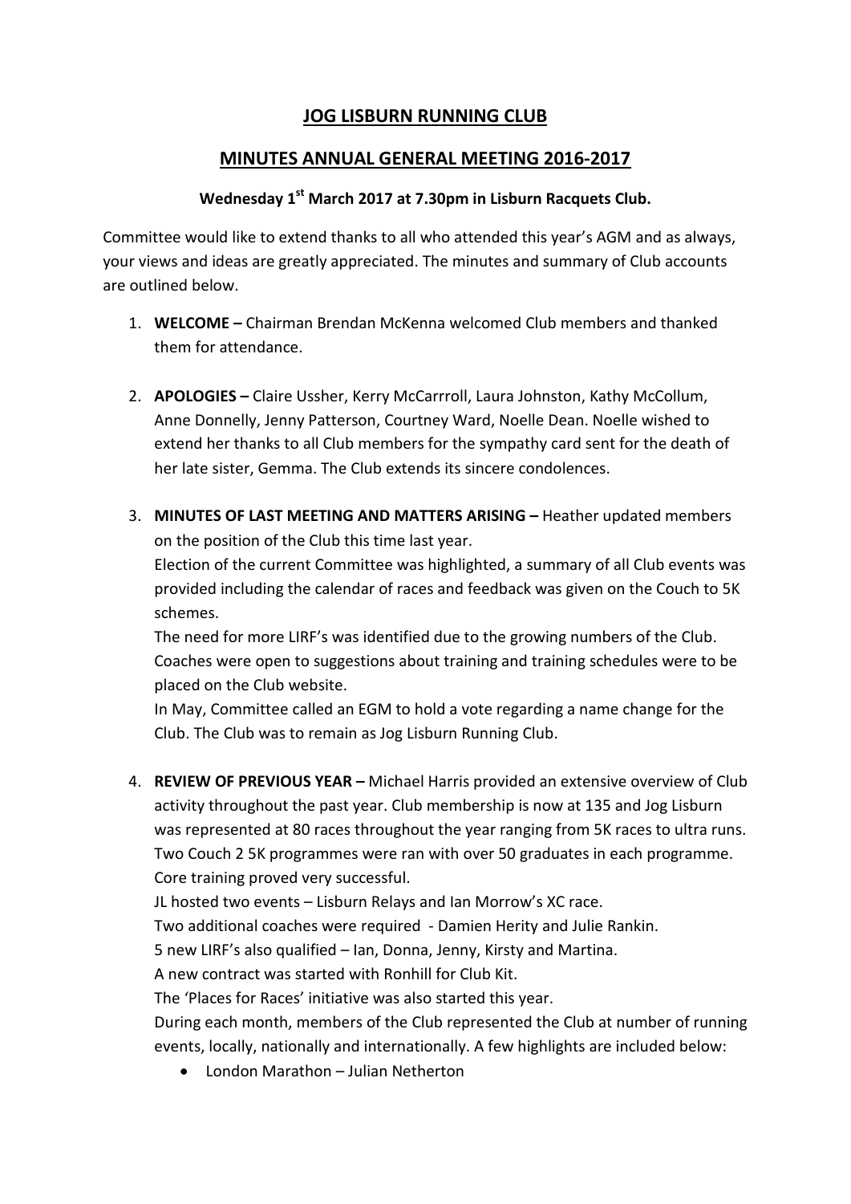# JOG LISBURN RUNNING CLUB

## MINUTES ANNUAL GENERAL MEETING 2016-2017

### Wednesday 1st March 2017 at 7.30pm in Lisburn Racquets Club.

Committee would like to extend thanks to all who attended this year's AGM and as always, your views and ideas are greatly appreciated. The minutes and summary of Club accounts are outlined below.

1. **WELCOME –** Chairman Brendan McKenna welcomed Club members and thanked them for attendance.

2. **APOLOGIES –** Claire Ussher, Kerry McCarrroll, Laura Johnston, Kathy McCollum, Anne Donnelly, Jenny Patterson, Courtney Ward, Noelle Dean. Noelle wished to extend her thanks to all Club members for the sympathy card sent for the death of her late sister, Gemma. The Club extends its sincere condolences.

3. **MINUTES OF LAST MEETING AND MATTERS ARISING –** Heather updated members on the position of the Club this time last year.
   Election of the current Committee was highlighted, a summary of all Club events was provided including the calendar of races and feedback was given on the Couch to 5K schemes.
   The need for more LIRF's was identified due to the growing numbers of the Club. Coaches were open to suggestions about training and training schedules were to be placed on the Club website.
   In May, Committee called an EGM to hold a vote regarding a name change for the Club. The Club was to remain as Jog Lisburn Running Club.

4. **REVIEW OF PREVIOUS YEAR –** Michael Harris provided an extensive overview of Club activity throughout the past year. Club membership is now at 135 and Jog Lisburn was represented at 80 races throughout the year ranging from 5K races to ultra runs. Two Couch 2 5K programmes were ran with over 50 graduates in each programme. Core training proved very successful.
   JL hosted two events – Lisburn Relays and Ian Morrow's XC race.
   Two additional coaches were required - Damien Herity and Julie Rankin.
   5 new LIRF's also qualified – Ian, Donna, Jenny, Kirsty and Martina.
   A new contract was started with Ronhill for Club Kit.
   The 'Places for Races' initiative was also started this year.
   During each month, members of the Club represented the Club at number of running events, locally, nationally and internationally. A few highlights are included below:
   - London Marathon – Julian Netherton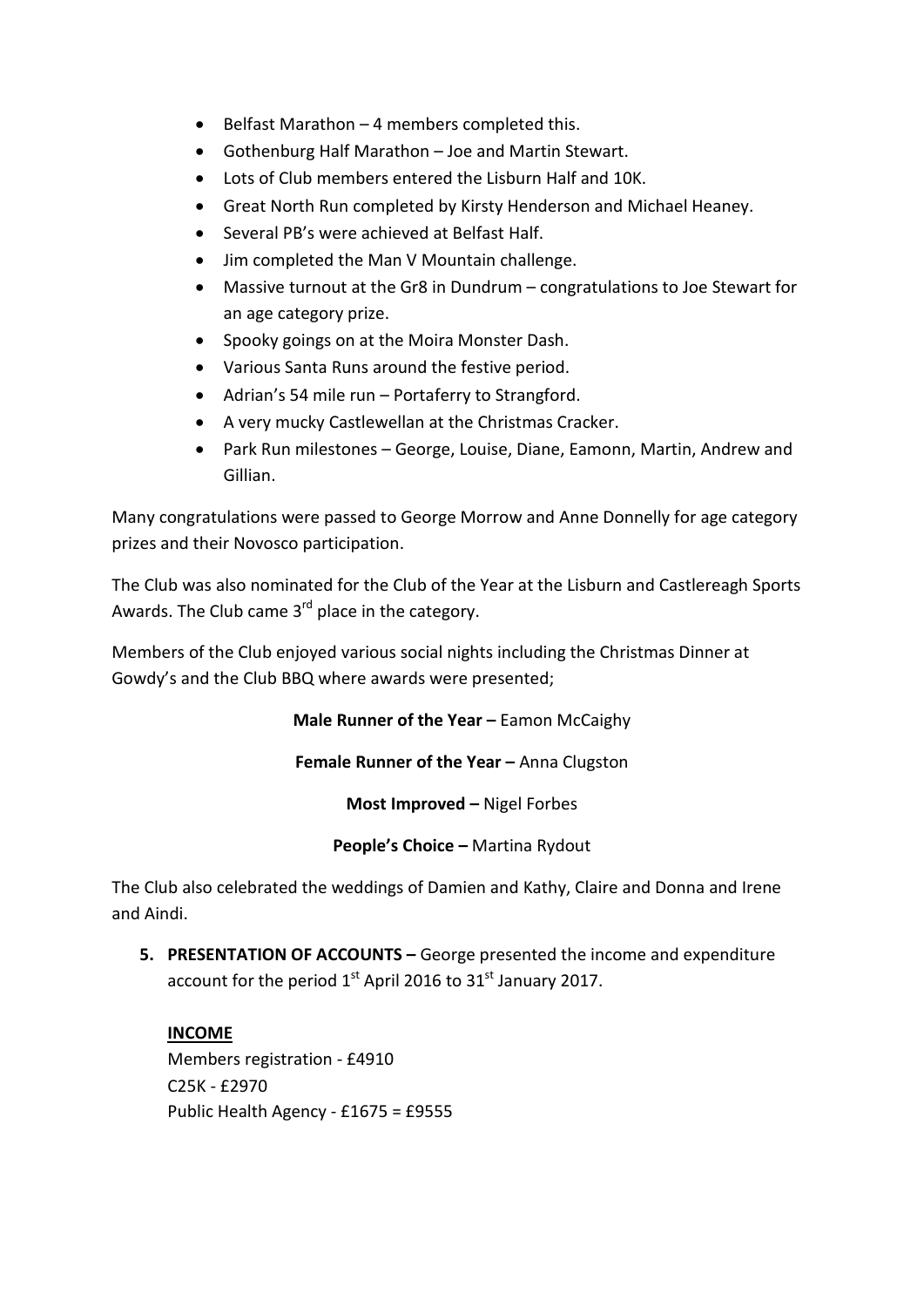- Belfast Marathon – 4 members completed this.
- Gothenburg Half Marathon – Joe and Martin Stewart.
- Lots of Club members entered the Lisburn Half and 10K.
- Great North Run completed by Kirsty Henderson and Michael Heaney.
- Several PB's were achieved at Belfast Half.
- Jim completed the Man V Mountain challenge.
- Massive turnout at the Gr8 in Dundrum – congratulations to Joe Stewart for an age category prize.
- Spooky goings on at the Moira Monster Dash.
- Various Santa Runs around the festive period.
- Adrian's 54 mile run – Portaferry to Strangford.
- A very mucky Castlewellan at the Christmas Cracker.
- Park Run milestones – George, Louise, Diane, Eamonn, Martin, Andrew and Gillian.

Many congratulations were passed to George Morrow and Anne Donnelly for age category prizes and their Novosco participation.

The Club was also nominated for the Club of the Year at the Lisburn and Castlereagh Sports Awards. The Club came 3rd place in the category.

Members of the Club enjoyed various social nights including the Christmas Dinner at Gowdy's and the Club BBQ where awards were presented;

**Male Runner of the Year –** Eamon McCaighy

**Female Runner of the Year –** Anna Clugston

**Most Improved –** Nigel Forbes

**People's Choice –** Martina Rydout

The Club also celebrated the weddings of Damien and Kathy, Claire and Donna and Irene and Aindi.

5. **PRESENTATION OF ACCOUNTS –** George presented the income and expenditure account for the period 1st April 2016 to 31st January 2017.

   **INCOME**
   Members registration - £4910
   C25K - £2970
   Public Health Agency - £1675 = £9555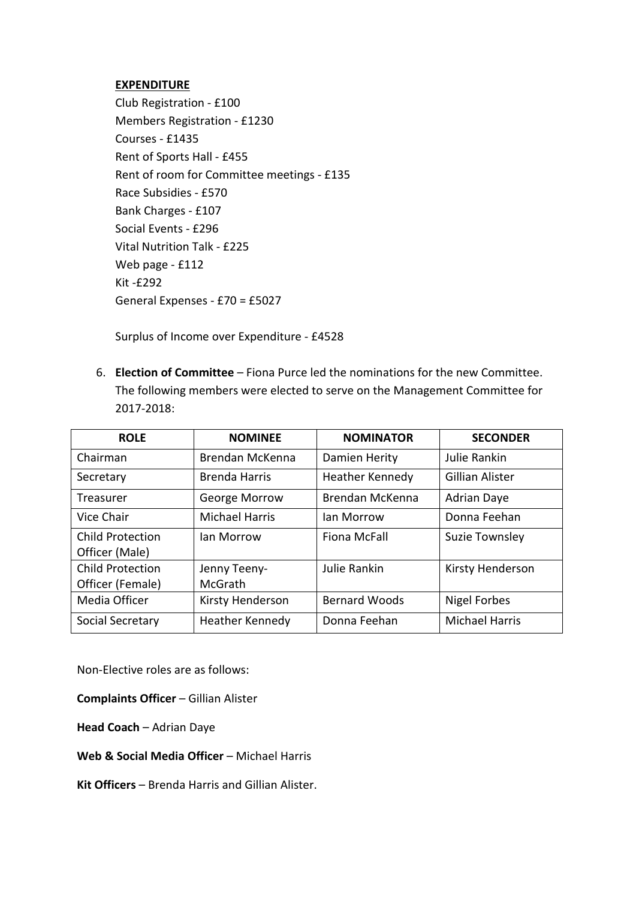**EXPENDITURE**

Club Registration - £100
Members Registration - £1230
Courses - £1435
Rent of Sports Hall - £455
Rent of room for Committee meetings - £135
Race Subsidies - £570
Bank Charges - £107
Social Events - £296
Vital Nutrition Talk - £225
Web page - £112
Kit -£292
General Expenses - £70 = £5027

Surplus of Income over Expenditure - £4528

6. **Election of Committee** – Fiona Purce led the nominations for the new Committee. The following members were elected to serve on the Management Committee for 2017-2018:

| ROLE | NOMINEE | NOMINATOR | SECONDER |
|---|---|---|---|
| Chairman | Brendan McKenna | Damien Herity | Julie Rankin |
| Secretary | Brenda Harris | Heather Kennedy | Gillian Alister |
| Treasurer | George Morrow | Brendan McKenna | Adrian Daye |
| Vice Chair | Michael Harris | Ian Morrow | Donna Feehan |
| Child Protection Officer (Male) | Ian Morrow | Fiona McFall | Suzie Townsley |
| Child Protection Officer (Female) | Jenny Teeny-McGrath | Julie Rankin | Kirsty Henderson |
| Media Officer | Kirsty Henderson | Bernard Woods | Nigel Forbes |
| Social Secretary | Heather Kennedy | Donna Feehan | Michael Harris |

Non-Elective roles are as follows:

**Complaints Officer** – Gillian Alister

**Head Coach** – Adrian Daye

**Web & Social Media Officer** – Michael Harris

**Kit Officers** – Brenda Harris and Gillian Alister.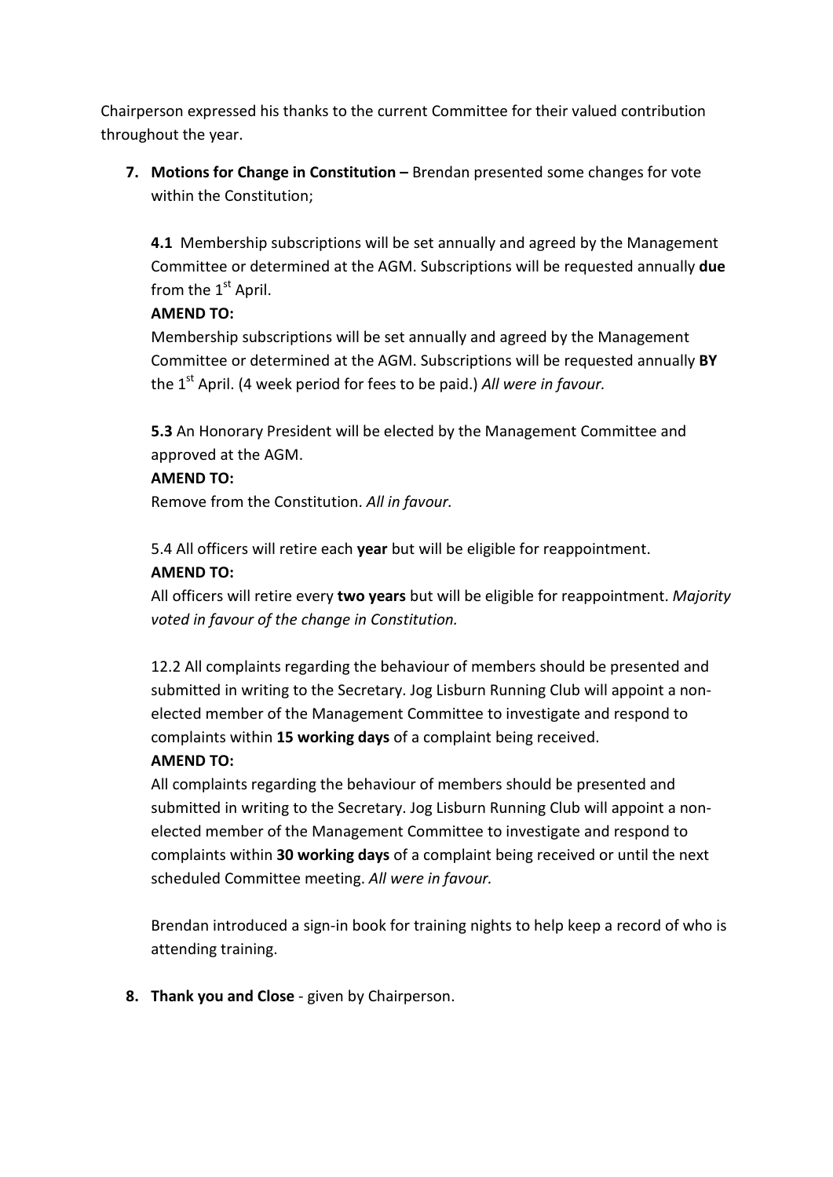Chairperson expressed his thanks to the current Committee for their valued contribution throughout the year.

7. **Motions for Change in Constitution –** Brendan presented some changes for vote within the Constitution;

   **4.1** Membership subscriptions will be set annually and agreed by the Management Committee or determined at the AGM. Subscriptions will be requested annually **due** from the 1st April.

   **AMEND TO:**

   Membership subscriptions will be set annually and agreed by the Management Committee or determined at the AGM. Subscriptions will be requested annually **BY** the 1st April. (4 week period for fees to be paid.) *All were in favour.*

   **5.3** An Honorary President will be elected by the Management Committee and approved at the AGM.

   **AMEND TO:**

   Remove from the Constitution. *All in favour.*

   5.4 All officers will retire each **year** but will be eligible for reappointment.

   **AMEND TO:**

   All officers will retire every **two years** but will be eligible for reappointment. *Majority voted in favour of the change in Constitution.*

   12.2 All complaints regarding the behaviour of members should be presented and submitted in writing to the Secretary. Jog Lisburn Running Club will appoint a non-elected member of the Management Committee to investigate and respond to complaints within **15 working days** of a complaint being received.

   **AMEND TO:**

   All complaints regarding the behaviour of members should be presented and submitted in writing to the Secretary. Jog Lisburn Running Club will appoint a non-elected member of the Management Committee to investigate and respond to complaints within **30 working days** of a complaint being received or until the next scheduled Committee meeting. *All were in favour.*

   Brendan introduced a sign-in book for training nights to help keep a record of who is attending training.

8. **Thank you and Close** - given by Chairperson.